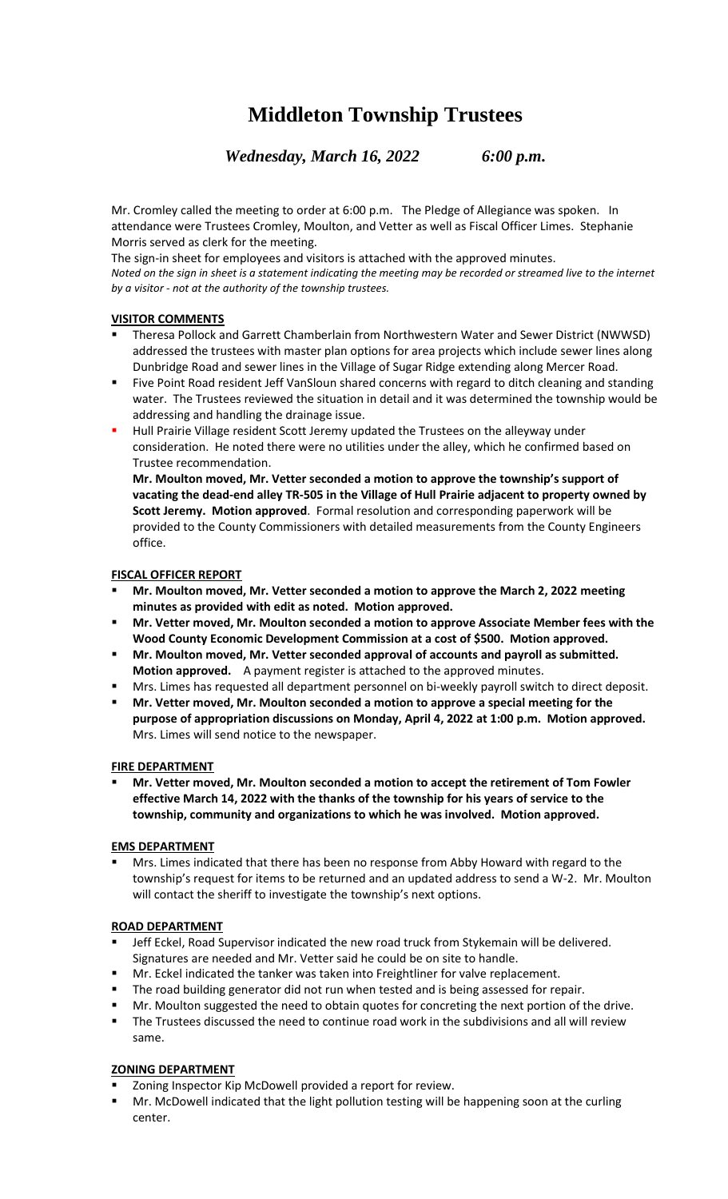# Middleton Township Trustees

*Wednesday, March 16, 2022 6:00 p.m.*

Mr. Cromley called the meeting to order at 6:00 p.m. The Pledge of Allegiance was spoken. In attendance were Trustees Cromley, Moulton, and Vetter as well as Fiscal Officer Limes. Stephanie Morris served as clerk for the meeting.

The sign-in sheet for employees and visitors is attached with the approved minutes.

*Noted on the sign in sheet is a statement indicating the meeting may be recorded or streamed live to the internet by a visitor - not at the authority of the township trustees.*

**VISITOR COMMENTS**

- Theresa Pollock and Garrett Chamberlain from Northwestern Water and Sewer District (NWWSD) addressed the trustees with master plan options for area projects which include sewer lines along Dunbridge Road and sewer lines in the Village of Sugar Ridge extending along Mercer Road.
- Five Point Road resident Jeff VanSloun shared concerns with regard to ditch cleaning and standing water. The Trustees reviewed the situation in detail and it was determined the township would be addressing and handling the drainage issue.
- Hull Prairie Village resident Scott Jeremy updated the Trustees on the alleyway under consideration. He noted there were no utilities under the alley, which he confirmed based on Trustee recommendation.

  **Mr. Moulton moved, Mr. Vetter seconded a motion to approve the township's support of vacating the dead-end alley TR-505 in the Village of Hull Prairie adjacent to property owned by Scott Jeremy. Motion approved**. Formal resolution and corresponding paperwork will be provided to the County Commissioners with detailed measurements from the County Engineers office.

**FISCAL OFFICER REPORT**

- **Mr. Moulton moved, Mr. Vetter seconded a motion to approve the March 2, 2022 meeting minutes as provided with edit as noted. Motion approved.**
- **Mr. Vetter moved, Mr. Moulton seconded a motion to approve Associate Member fees with the Wood County Economic Development Commission at a cost of $500. Motion approved.**
- **Mr. Moulton moved, Mr. Vetter seconded approval of accounts and payroll as submitted. Motion approved.** A payment register is attached to the approved minutes.
- Mrs. Limes has requested all department personnel on bi-weekly payroll switch to direct deposit.
- **Mr. Vetter moved, Mr. Moulton seconded a motion to approve a special meeting for the purpose of appropriation discussions on Monday, April 4, 2022 at 1:00 p.m. Motion approved.** Mrs. Limes will send notice to the newspaper.

**FIRE DEPARTMENT**

- **Mr. Vetter moved, Mr. Moulton seconded a motion to accept the retirement of Tom Fowler effective March 14, 2022 with the thanks of the township for his years of service to the township, community and organizations to which he was involved. Motion approved.**

**EMS DEPARTMENT**

- Mrs. Limes indicated that there has been no response from Abby Howard with regard to the township's request for items to be returned and an updated address to send a W-2. Mr. Moulton will contact the sheriff to investigate the township's next options.

**ROAD DEPARTMENT**

- Jeff Eckel, Road Supervisor indicated the new road truck from Stykemain will be delivered. Signatures are needed and Mr. Vetter said he could be on site to handle.
- Mr. Eckel indicated the tanker was taken into Freightliner for valve replacement.
- The road building generator did not run when tested and is being assessed for repair.
- Mr. Moulton suggested the need to obtain quotes for concreting the next portion of the drive.
- The Trustees discussed the need to continue road work in the subdivisions and all will review same.

**ZONING DEPARTMENT**

- Zoning Inspector Kip McDowell provided a report for review.
- Mr. McDowell indicated that the light pollution testing will be happening soon at the curling center.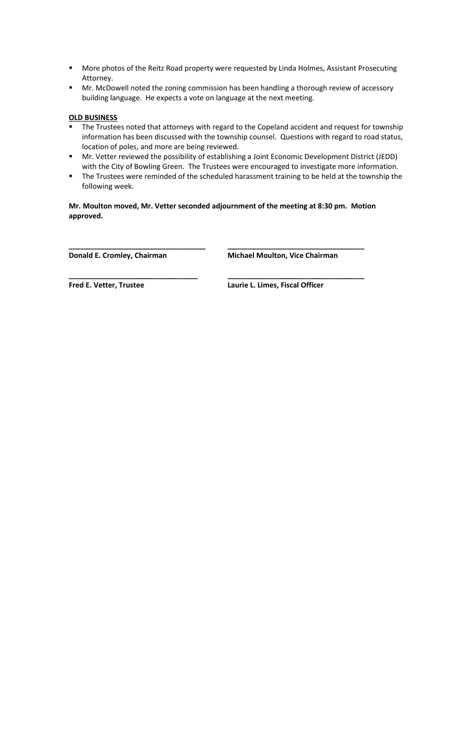- More photos of the Reitz Road property were requested by Linda Holmes, Assistant Prosecuting Attorney.
- Mr. McDowell noted the zoning commission has been handling a thorough review of accessory building language. He expects a vote on language at the next meeting.

**OLD BUSINESS**

- The Trustees noted that attorneys with regard to the Copeland accident and request for township information has been discussed with the township counsel. Questions with regard to road status, location of poles, and more are being reviewed.
- Mr. Vetter reviewed the possibility of establishing a Joint Economic Development District (JEDD) with the City of Bowling Green. The Trustees were encouraged to investigate more information.
- The Trustees were reminded of the scheduled harassment training to be held at the township the following week.

**Mr. Moulton moved, Mr. Vetter seconded adjournment of the meeting at 8:30 pm. Motion approved.**

| | |
|---|---|
| ______________________________ | ______________________________ |
| **Donald E. Cromley, Chairman** | **Michael Moulton, Vice Chairman** |
| ______________________________ | ______________________________ |
| **Fred E. Vetter, Trustee** | **Laurie L. Limes, Fiscal Officer** |